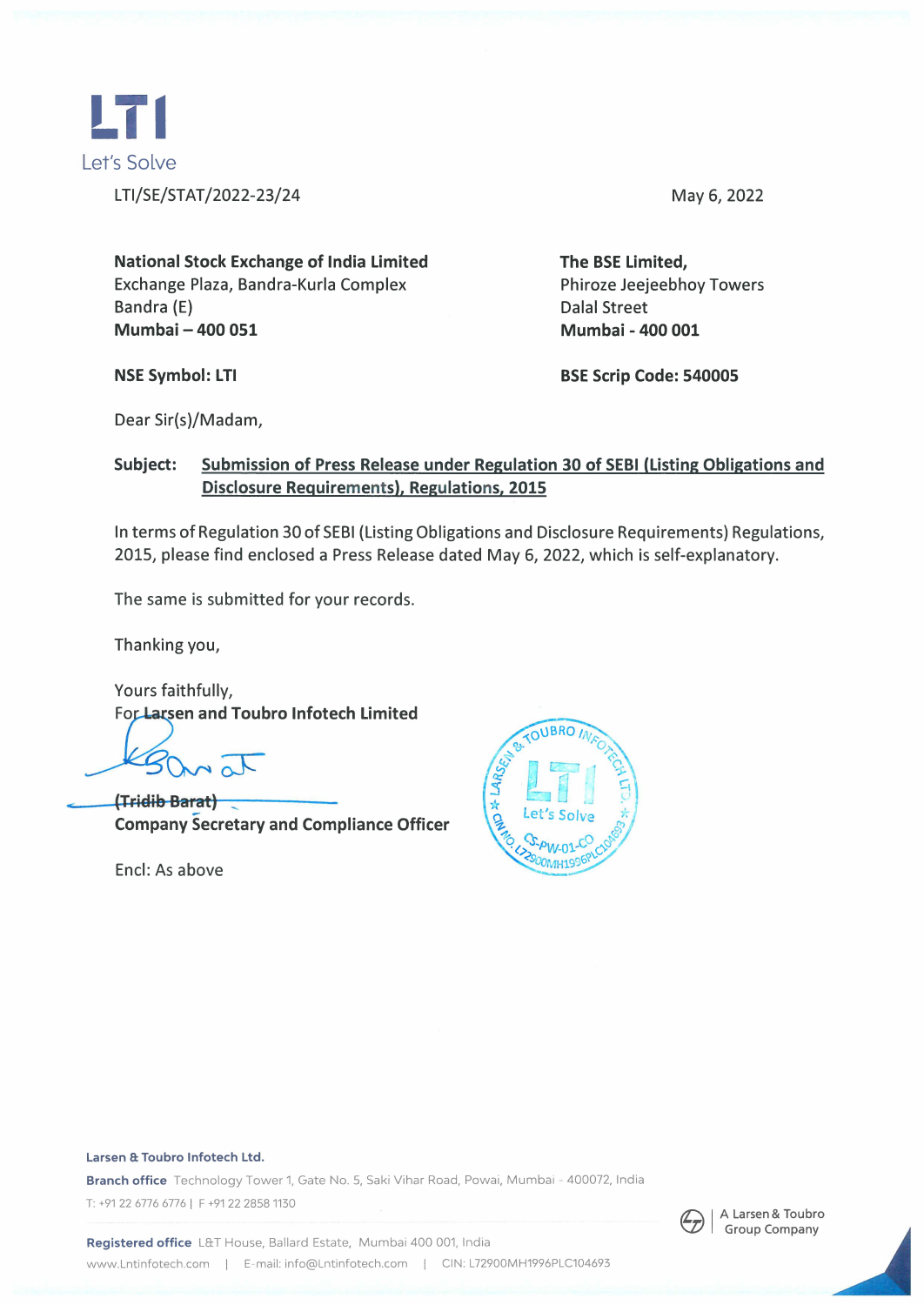LTI
Let's Solve

LTI/SE/STAT/2022-23/24

May 6, 2022

**National Stock Exchange of India Limited**
Exchange Plaza, Bandra-Kurla Complex
Bandra (E)
**Mumbai – 400 051**

**The BSE Limited,**
Phiroze Jeejeebhoy Towers
Dalal Street
**Mumbai - 400 001**

**NSE Symbol: LTI**

**BSE Scrip Code: 540005**

Dear Sir(s)/Madam,

**Subject:** **Submission of Press Release under Regulation 30 of SEBI (Listing Obligations and Disclosure Requirements), Regulations, 2015**

In terms of Regulation 30 of SEBI (Listing Obligations and Disclosure Requirements) Regulations, 2015, please find enclosed a Press Release dated May 6, 2022, which is self-explanatory.

The same is submitted for your records.

Thanking you,

Yours faithfully,
**For Larsen and Toubro Infotech Limited**

**(Tridib Barat)**
**Company Secretary and Compliance Officer**

Encl: As above

**Larsen & Toubro Infotech Ltd.**
**Branch office** Technology Tower 1, Gate No. 5, Saki Vihar Road, Powai, Mumbai - 400072, India
T: +91 22 6776 6776 | F +91 22 2858 1130

**Registered office** L&T House, Ballard Estate, Mumbai 400 001, India
www.Lntinfotech.com | E-mail: info@Lntinfotech.com | CIN: L72900MH1996PLC104693

A Larsen & Toubro Group Company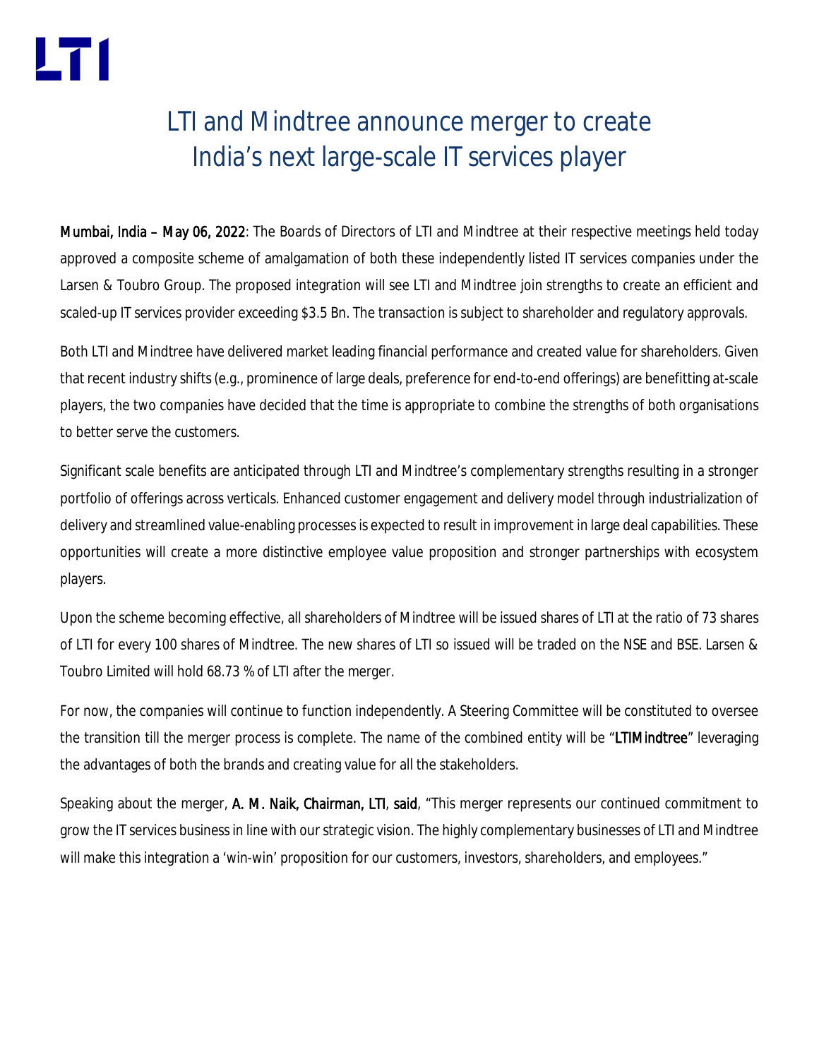# LTI and Mindtree announce merger to create India's next large-scale IT services player

**Mumbai, India – May 06, 2022**: The Boards of Directors of LTI and Mindtree at their respective meetings held today approved a composite scheme of amalgamation of both these independently listed IT services companies under the Larsen & Toubro Group. The proposed integration will see LTI and Mindtree join strengths to create an efficient and scaled-up IT services provider exceeding $3.5 Bn. The transaction is subject to shareholder and regulatory approvals.

Both LTI and Mindtree have delivered market leading financial performance and created value for shareholders. Given that recent industry shifts (e.g., prominence of large deals, preference for end-to-end offerings) are benefitting at-scale players, the two companies have decided that the time is appropriate to combine the strengths of both organisations to better serve the customers.

Significant scale benefits are anticipated through LTI and Mindtree's complementary strengths resulting in a stronger portfolio of offerings across verticals. Enhanced customer engagement and delivery model through industrialization of delivery and streamlined value-enabling processes is expected to result in improvement in large deal capabilities. These opportunities will create a more distinctive employee value proposition and stronger partnerships with ecosystem players.

Upon the scheme becoming effective, all shareholders of Mindtree will be issued shares of LTI at the ratio of 73 shares of LTI for every 100 shares of Mindtree. The new shares of LTI so issued will be traded on the NSE and BSE. Larsen & Toubro Limited will hold 68.73 % of LTI after the merger.

For now, the companies will continue to function independently. A Steering Committee will be constituted to oversee the transition till the merger process is complete. The name of the combined entity will be "**LTIMindtree**" leveraging the advantages of both the brands and creating value for all the stakeholders.

Speaking about the merger, **A. M. Naik, Chairman, LTI**, **said**, "This merger represents our continued commitment to grow the IT services business in line with our strategic vision. The highly complementary businesses of LTI and Mindtree will make this integration a 'win-win' proposition for our customers, investors, shareholders, and employees."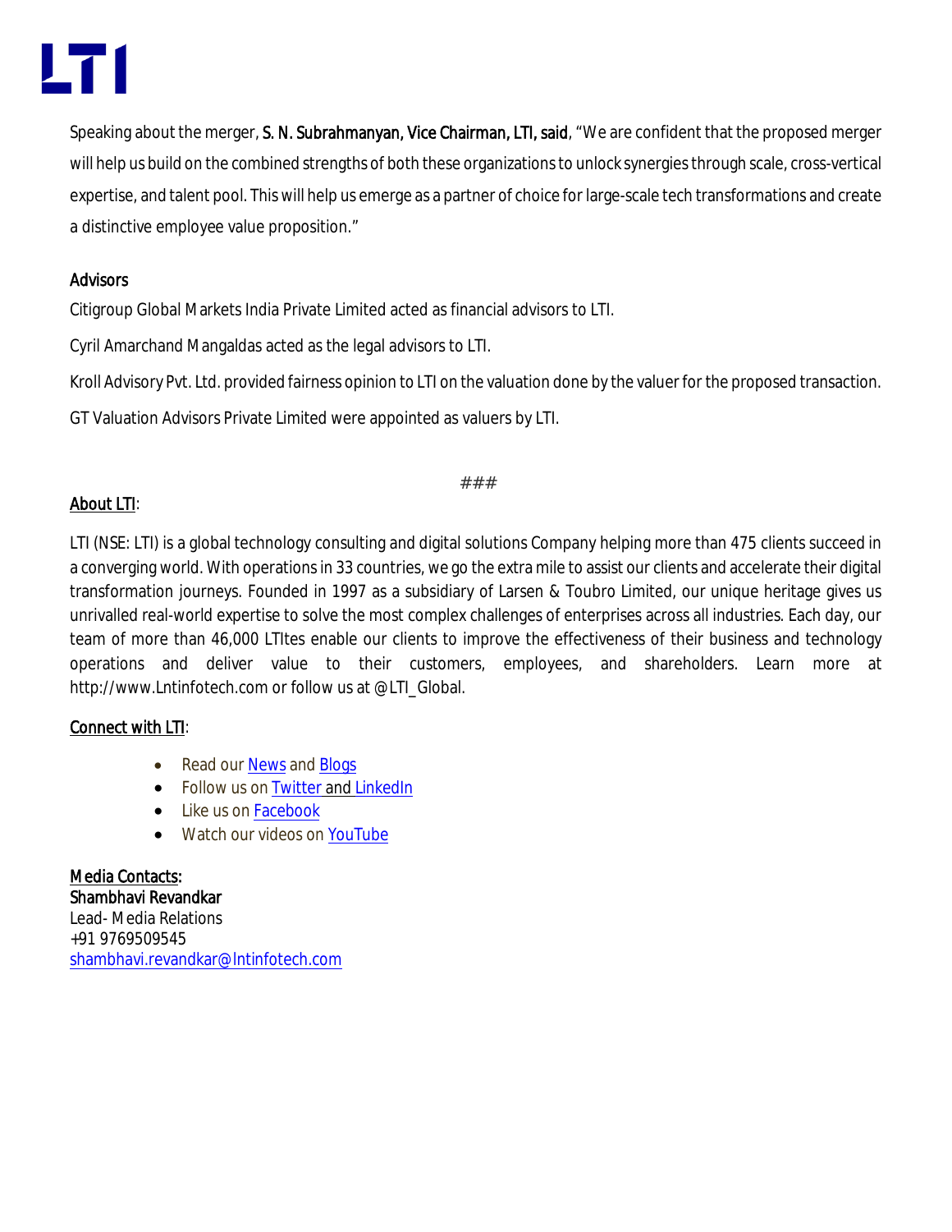Speaking about the merger, **S. N. Subrahmanyan, Vice Chairman, LTI, said**, "We are confident that the proposed merger will help us build on the combined strengths of both these organizations to unlock synergies through scale, cross-vertical expertise, and talent pool. This will help us emerge as a partner of choice for large-scale tech transformations and create a distinctive employee value proposition."

**Advisors**

Citigroup Global Markets India Private Limited acted as financial advisors to LTI.

Cyril Amarchand Mangaldas acted as the legal advisors to LTI.

Kroll Advisory Pvt. Ltd. provided fairness opinion to LTI on the valuation done by the valuer for the proposed transaction.

GT Valuation Advisors Private Limited were appointed as valuers by LTI.

###

**About LTI**:

LTI (NSE: LTI) is a global technology consulting and digital solutions Company helping more than 475 clients succeed in a converging world. With operations in 33 countries, we go the extra mile to assist our clients and accelerate their digital transformation journeys. Founded in 1997 as a subsidiary of Larsen & Toubro Limited, our unique heritage gives us unrivalled real-world expertise to solve the most complex challenges of enterprises across all industries. Each day, our team of more than 46,000 LTItes enable our clients to improve the effectiveness of their business and technology operations and deliver value to their customers, employees, and shareholders. Learn more at http://www.Lntinfotech.com or follow us at @LTI_Global.

**Connect with LTI**:

- Read our News and Blogs
- Follow us on Twitter and LinkedIn
- Like us on Facebook
- Watch our videos on YouTube

**Media Contacts:**
**Shambhavi Revandkar**
Lead- Media Relations
+91 9769509545
shambhavi.revandkar@lntinfotech.com